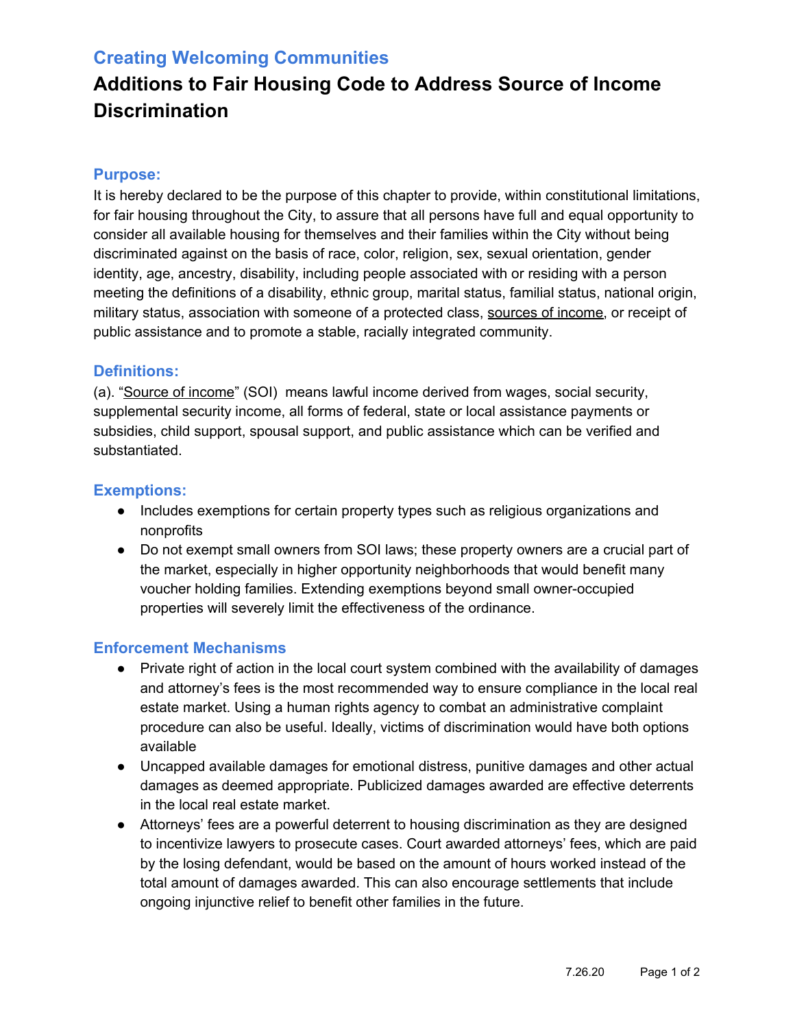## Creating Welcoming Communities

# Additions to Fair Housing Code to Address Source of Income Discrimination

### Purpose:

It is hereby declared to be the purpose of this chapter to provide, within constitutional limitations, for fair housing throughout the City, to assure that all persons have full and equal opportunity to consider all available housing for themselves and their families within the City without being discriminated against on the basis of race, color, religion, sex, sexual orientation, gender identity, age, ancestry, disability, including people associated with or residing with a person meeting the definitions of a disability, ethnic group, marital status, familial status, national origin, military status, association with someone of a protected class, <u>sources of income</u>, or receipt of public assistance and to promote a stable, racially integrated community.

### Definitions:

(a). "<u>Source of income</u>" (SOI) means lawful income derived from wages, social security, supplemental security income, all forms of federal, state or local assistance payments or subsidies, child support, spousal support, and public assistance which can be verified and substantiated.

### Exemptions:

- Includes exemptions for certain property types such as religious organizations and nonprofits
- Do not exempt small owners from SOI laws; these property owners are a crucial part of the market, especially in higher opportunity neighborhoods that would benefit many voucher holding families. Extending exemptions beyond small owner-occupied properties will severely limit the effectiveness of the ordinance.

### Enforcement Mechanisms

- Private right of action in the local court system combined with the availability of damages and attorney's fees is the most recommended way to ensure compliance in the local real estate market. Using a human rights agency to combat an administrative complaint procedure can also be useful. Ideally, victims of discrimination would have both options available
- Uncapped available damages for emotional distress, punitive damages and other actual damages as deemed appropriate. Publicized damages awarded are effective deterrents in the local real estate market.
- Attorneys' fees are a powerful deterrent to housing discrimination as they are designed to incentivize lawyers to prosecute cases. Court awarded attorneys' fees, which are paid by the losing defendant, would be based on the amount of hours worked instead of the total amount of damages awarded. This can also encourage settlements that include ongoing injunctive relief to benefit other families in the future.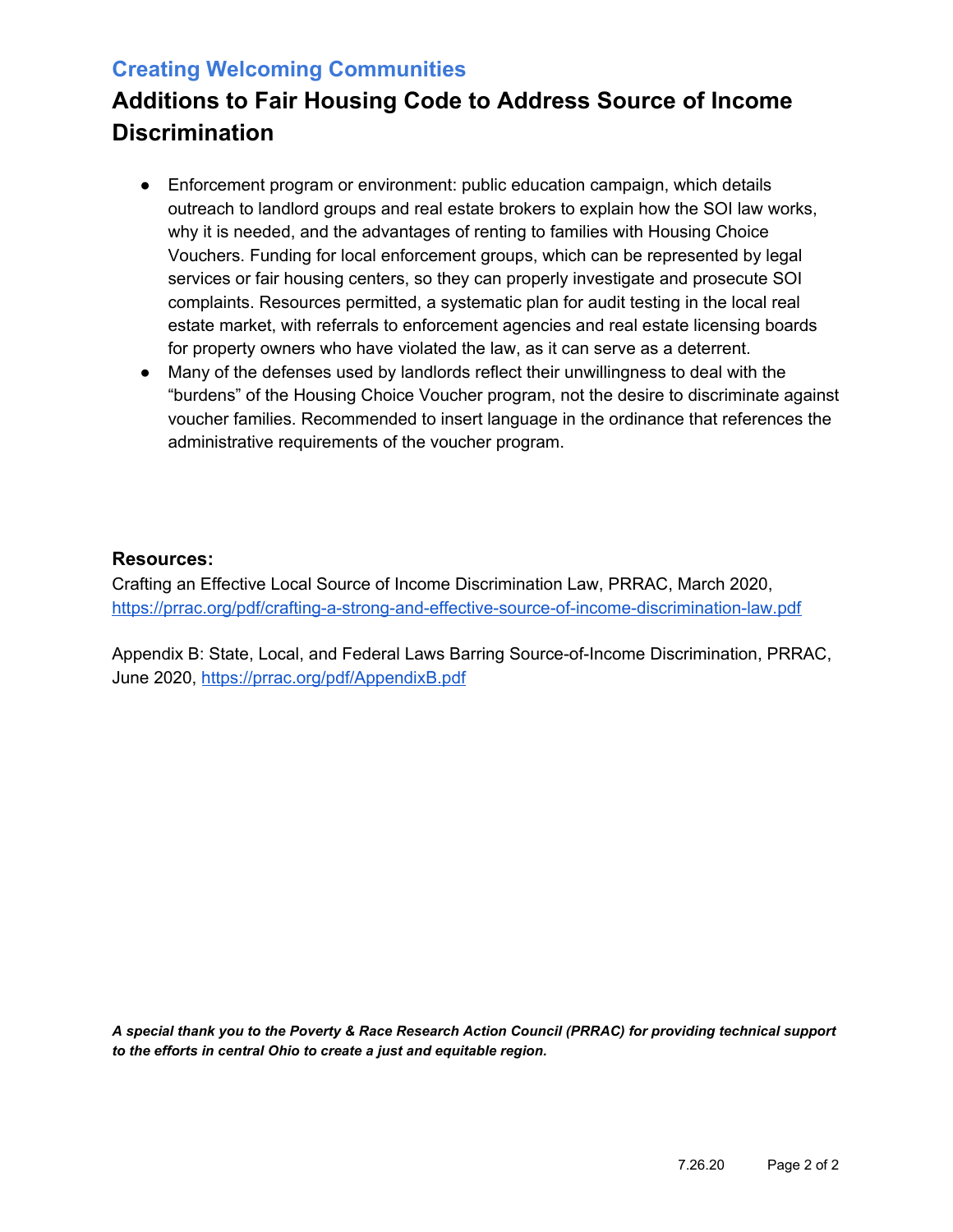## Creating Welcoming Communities

# Additions to Fair Housing Code to Address Source of Income Discrimination

- Enforcement program or environment: public education campaign, which details outreach to landlord groups and real estate brokers to explain how the SOI law works, why it is needed, and the advantages of renting to families with Housing Choice Vouchers. Funding for local enforcement groups, which can be represented by legal services or fair housing centers, so they can properly investigate and prosecute SOI complaints. Resources permitted, a systematic plan for audit testing in the local real estate market, with referrals to enforcement agencies and real estate licensing boards for property owners who have violated the law, as it can serve as a deterrent.
- Many of the defenses used by landlords reflect their unwillingness to deal with the "burdens" of the Housing Choice Voucher program, not the desire to discriminate against voucher families. Recommended to insert language in the ordinance that references the administrative requirements of the voucher program.

### Resources:

Crafting an Effective Local Source of Income Discrimination Law, PRRAC, March 2020, https://prrac.org/pdf/crafting-a-strong-and-effective-source-of-income-discrimination-law.pdf

Appendix B: State, Local, and Federal Laws Barring Source-of-Income Discrimination, PRRAC, June 2020, https://prrac.org/pdf/AppendixB.pdf

***A special thank you to the Poverty & Race Research Action Council (PRRAC) for providing technical support to the efforts in central Ohio to create a just and equitable region.***

7.26.20